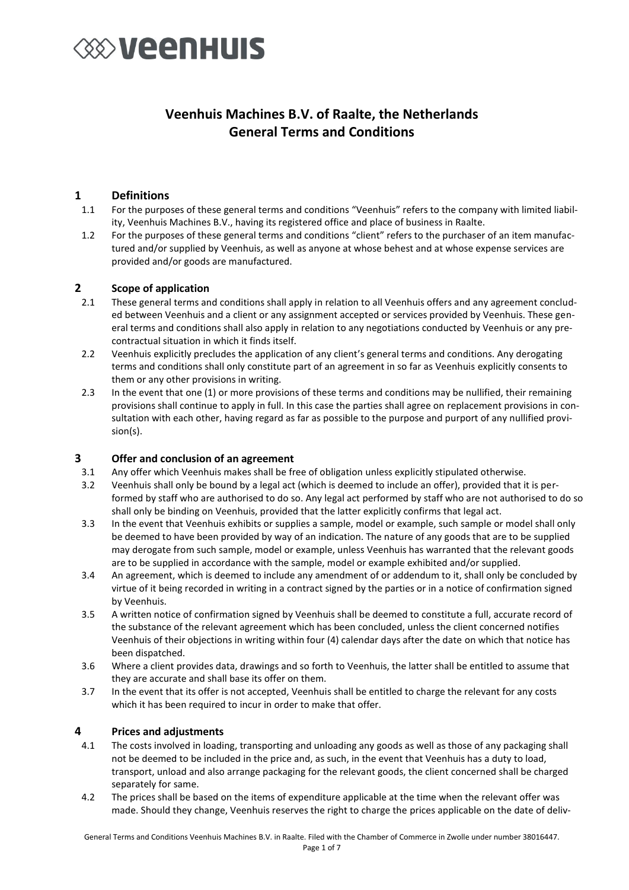# Veenhuis Machines B.V. of Raalte, the Netherlands
# General Terms and Conditions

## 1 Definitions

1.1 For the purposes of these general terms and conditions "Veenhuis" refers to the company with limited liability, Veenhuis Machines B.V., having its registered office and place of business in Raalte.

1.2 For the purposes of these general terms and conditions "client" refers to the purchaser of an item manufactured and/or supplied by Veenhuis, as well as anyone at whose behest and at whose expense services are provided and/or goods are manufactured.

## 2 Scope of application

2.1 These general terms and conditions shall apply in relation to all Veenhuis offers and any agreement concluded between Veenhuis and a client or any assignment accepted or services provided by Veenhuis. These general terms and conditions shall also apply in relation to any negotiations conducted by Veenhuis or any pre-contractual situation in which it finds itself.

2.2 Veenhuis explicitly precludes the application of any client's general terms and conditions. Any derogating terms and conditions shall only constitute part of an agreement in so far as Veenhuis explicitly consents to them or any other provisions in writing.

2.3 In the event that one (1) or more provisions of these terms and conditions may be nullified, their remaining provisions shall continue to apply in full. In this case the parties shall agree on replacement provisions in consultation with each other, having regard as far as possible to the purpose and purport of any nullified provision(s).

## 3 Offer and conclusion of an agreement

3.1 Any offer which Veenhuis makes shall be free of obligation unless explicitly stipulated otherwise.

3.2 Veenhuis shall only be bound by a legal act (which is deemed to include an offer), provided that it is performed by staff who are authorised to do so. Any legal act performed by staff who are not authorised to do so shall only be binding on Veenhuis, provided that the latter explicitly confirms that legal act.

3.3 In the event that Veenhuis exhibits or supplies a sample, model or example, such sample or model shall only be deemed to have been provided by way of an indication. The nature of any goods that are to be supplied may derogate from such sample, model or example, unless Veenhuis has warranted that the relevant goods are to be supplied in accordance with the sample, model or example exhibited and/or supplied.

3.4 An agreement, which is deemed to include any amendment of or addendum to it, shall only be concluded by virtue of it being recorded in writing in a contract signed by the parties or in a notice of confirmation signed by Veenhuis.

3.5 A written notice of confirmation signed by Veenhuis shall be deemed to constitute a full, accurate record of the substance of the relevant agreement which has been concluded, unless the client concerned notifies Veenhuis of their objections in writing within four (4) calendar days after the date on which that notice has been dispatched.

3.6 Where a client provides data, drawings and so forth to Veenhuis, the latter shall be entitled to assume that they are accurate and shall base its offer on them.

3.7 In the event that its offer is not accepted, Veenhuis shall be entitled to charge the relevant for any costs which it has been required to incur in order to make that offer.

## 4 Prices and adjustments

4.1 The costs involved in loading, transporting and unloading any goods as well as those of any packaging shall not be deemed to be included in the price and, as such, in the event that Veenhuis has a duty to load, transport, unload and also arrange packaging for the relevant goods, the client concerned shall be charged separately for same.

4.2 The prices shall be based on the items of expenditure applicable at the time when the relevant offer was made. Should they change, Veenhuis reserves the right to charge the prices applicable on the date of deliv-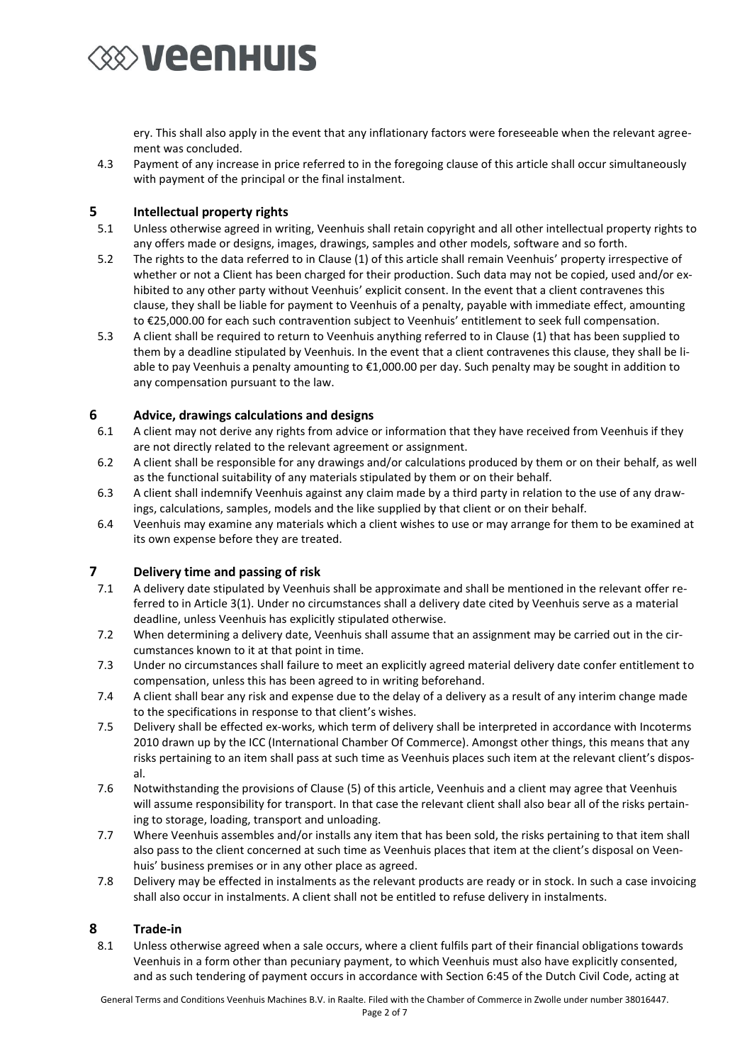ery. This shall also apply in the event that any inflationary factors were foreseeable when the relevant agreement was concluded.

4.3 Payment of any increase in price referred to in the foregoing clause of this article shall occur simultaneously with payment of the principal or the final instalment.

## 5 Intellectual property rights

5.1 Unless otherwise agreed in writing, Veenhuis shall retain copyright and all other intellectual property rights to any offers made or designs, images, drawings, samples and other models, software and so forth.

5.2 The rights to the data referred to in Clause (1) of this article shall remain Veenhuis' property irrespective of whether or not a Client has been charged for their production. Such data may not be copied, used and/or exhibited to any other party without Veenhuis' explicit consent. In the event that a client contravenes this clause, they shall be liable for payment to Veenhuis of a penalty, payable with immediate effect, amounting to €25,000.00 for each such contravention subject to Veenhuis' entitlement to seek full compensation.

5.3 A client shall be required to return to Veenhuis anything referred to in Clause (1) that has been supplied to them by a deadline stipulated by Veenhuis. In the event that a client contravenes this clause, they shall be liable to pay Veenhuis a penalty amounting to €1,000.00 per day. Such penalty may be sought in addition to any compensation pursuant to the law.

## 6 Advice, drawings calculations and designs

6.1 A client may not derive any rights from advice or information that they have received from Veenhuis if they are not directly related to the relevant agreement or assignment.

6.2 A client shall be responsible for any drawings and/or calculations produced by them or on their behalf, as well as the functional suitability of any materials stipulated by them or on their behalf.

6.3 A client shall indemnify Veenhuis against any claim made by a third party in relation to the use of any drawings, calculations, samples, models and the like supplied by that client or on their behalf.

6.4 Veenhuis may examine any materials which a client wishes to use or may arrange for them to be examined at its own expense before they are treated.

## 7 Delivery time and passing of risk

7.1 A delivery date stipulated by Veenhuis shall be approximate and shall be mentioned in the relevant offer referred to in Article 3(1). Under no circumstances shall a delivery date cited by Veenhuis serve as a material deadline, unless Veenhuis has explicitly stipulated otherwise.

7.2 When determining a delivery date, Veenhuis shall assume that an assignment may be carried out in the circumstances known to it at that point in time.

7.3 Under no circumstances shall failure to meet an explicitly agreed material delivery date confer entitlement to compensation, unless this has been agreed to in writing beforehand.

7.4 A client shall bear any risk and expense due to the delay of a delivery as a result of any interim change made to the specifications in response to that client's wishes.

7.5 Delivery shall be effected ex-works, which term of delivery shall be interpreted in accordance with Incoterms 2010 drawn up by the ICC (International Chamber Of Commerce). Amongst other things, this means that any risks pertaining to an item shall pass at such time as Veenhuis places such item at the relevant client's disposal.

7.6 Notwithstanding the provisions of Clause (5) of this article, Veenhuis and a client may agree that Veenhuis will assume responsibility for transport. In that case the relevant client shall also bear all of the risks pertaining to storage, loading, transport and unloading.

7.7 Where Veenhuis assembles and/or installs any item that has been sold, the risks pertaining to that item shall also pass to the client concerned at such time as Veenhuis places that item at the client's disposal on Veenhuis' business premises or in any other place as agreed.

7.8 Delivery may be effected in instalments as the relevant products are ready or in stock. In such a case invoicing shall also occur in instalments. A client shall not be entitled to refuse delivery in instalments.

## 8 Trade-in

8.1 Unless otherwise agreed when a sale occurs, where a client fulfils part of their financial obligations towards Veenhuis in a form other than pecuniary payment, to which Veenhuis must also have explicitly consented, and as such tendering of payment occurs in accordance with Section 6:45 of the Dutch Civil Code, acting at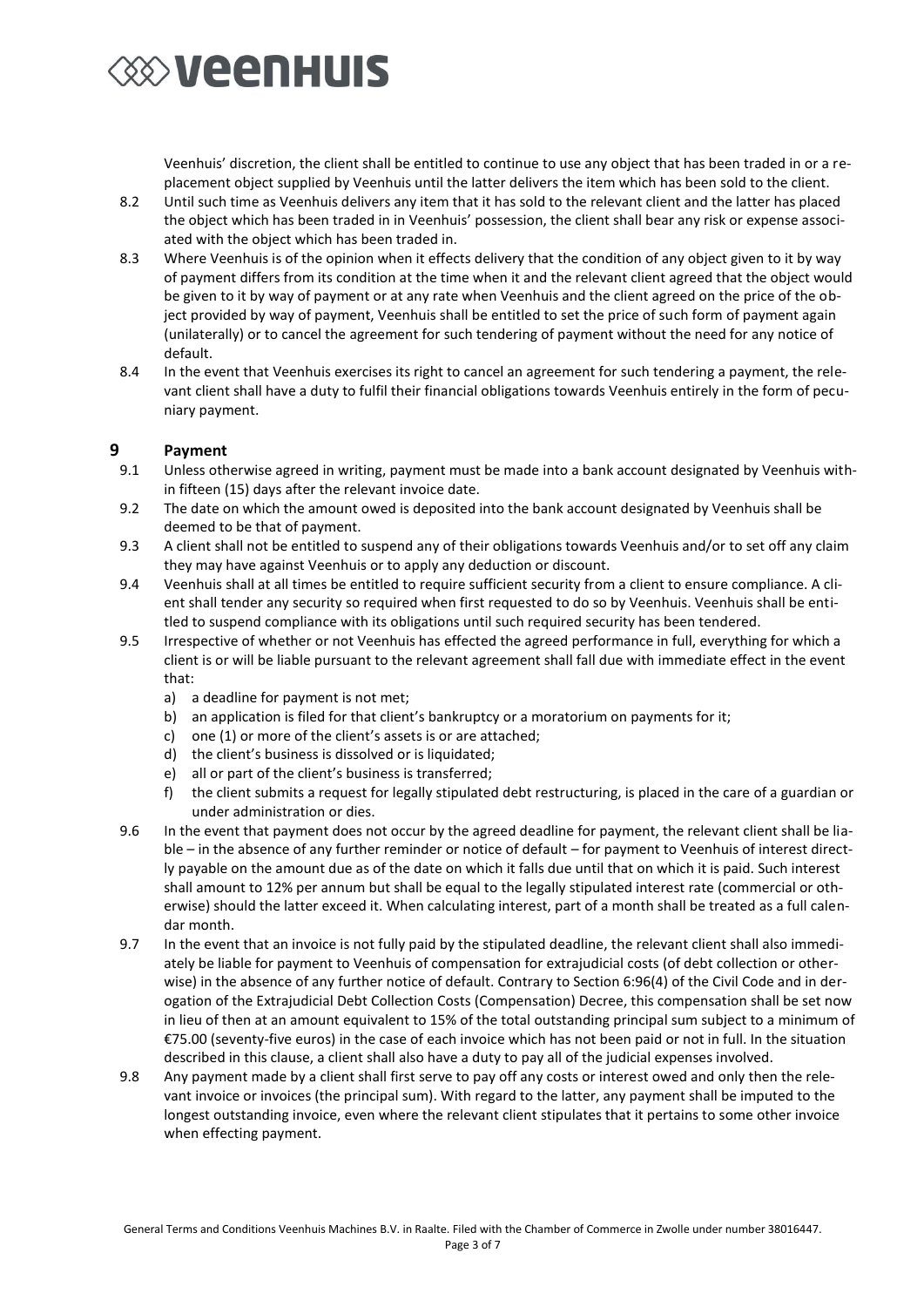Veenhuis' discretion, the client shall be entitled to continue to use any object that has been traded in or a replacement object supplied by Veenhuis until the latter delivers the item which has been sold to the client.

8.2 Until such time as Veenhuis delivers any item that it has sold to the relevant client and the latter has placed the object which has been traded in in Veenhuis' possession, the client shall bear any risk or expense associated with the object which has been traded in.

8.3 Where Veenhuis is of the opinion when it effects delivery that the condition of any object given to it by way of payment differs from its condition at the time when it and the relevant client agreed that the object would be given to it by way of payment or at any rate when Veenhuis and the client agreed on the price of the object provided by way of payment, Veenhuis shall be entitled to set the price of such form of payment again (unilaterally) or to cancel the agreement for such tendering of payment without the need for any notice of default.

8.4 In the event that Veenhuis exercises its right to cancel an agreement for such tendering a payment, the relevant client shall have a duty to fulfil their financial obligations towards Veenhuis entirely in the form of pecuniary payment.

## 9 Payment

9.1 Unless otherwise agreed in writing, payment must be made into a bank account designated by Veenhuis within fifteen (15) days after the relevant invoice date.

9.2 The date on which the amount owed is deposited into the bank account designated by Veenhuis shall be deemed to be that of payment.

9.3 A client shall not be entitled to suspend any of their obligations towards Veenhuis and/or to set off any claim they may have against Veenhuis or to apply any deduction or discount.

9.4 Veenhuis shall at all times be entitled to require sufficient security from a client to ensure compliance. A client shall tender any security so required when first requested to do so by Veenhuis. Veenhuis shall be entitled to suspend compliance with its obligations until such required security has been tendered.

9.5 Irrespective of whether or not Veenhuis has effected the agreed performance in full, everything for which a client is or will be liable pursuant to the relevant agreement shall fall due with immediate effect in the event that:

a) a deadline for payment is not met;
b) an application is filed for that client's bankruptcy or a moratorium on payments for it;
c) one (1) or more of the client's assets is or are attached;
d) the client's business is dissolved or is liquidated;
e) all or part of the client's business is transferred;
f) the client submits a request for legally stipulated debt restructuring, is placed in the care of a guardian or under administration or dies.

9.6 In the event that payment does not occur by the agreed deadline for payment, the relevant client shall be liable – in the absence of any further reminder or notice of default – for payment to Veenhuis of interest directly payable on the amount due as of the date on which it falls due until that on which it is paid. Such interest shall amount to 12% per annum but shall be equal to the legally stipulated interest rate (commercial or otherwise) should the latter exceed it. When calculating interest, part of a month shall be treated as a full calendar month.

9.7 In the event that an invoice is not fully paid by the stipulated deadline, the relevant client shall also immediately be liable for payment to Veenhuis of compensation for extrajudicial costs (of debt collection or otherwise) in the absence of any further notice of default. Contrary to Section 6:96(4) of the Civil Code and in derogation of the Extrajudicial Debt Collection Costs (Compensation) Decree, this compensation shall be set now in lieu of then at an amount equivalent to 15% of the total outstanding principal sum subject to a minimum of €75.00 (seventy-five euros) in the case of each invoice which has not been paid or not in full. In the situation described in this clause, a client shall also have a duty to pay all of the judicial expenses involved.

9.8 Any payment made by a client shall first serve to pay off any costs or interest owed and only then the relevant invoice or invoices (the principal sum). With regard to the latter, any payment shall be imputed to the longest outstanding invoice, even where the relevant client stipulates that it pertains to some other invoice when effecting payment.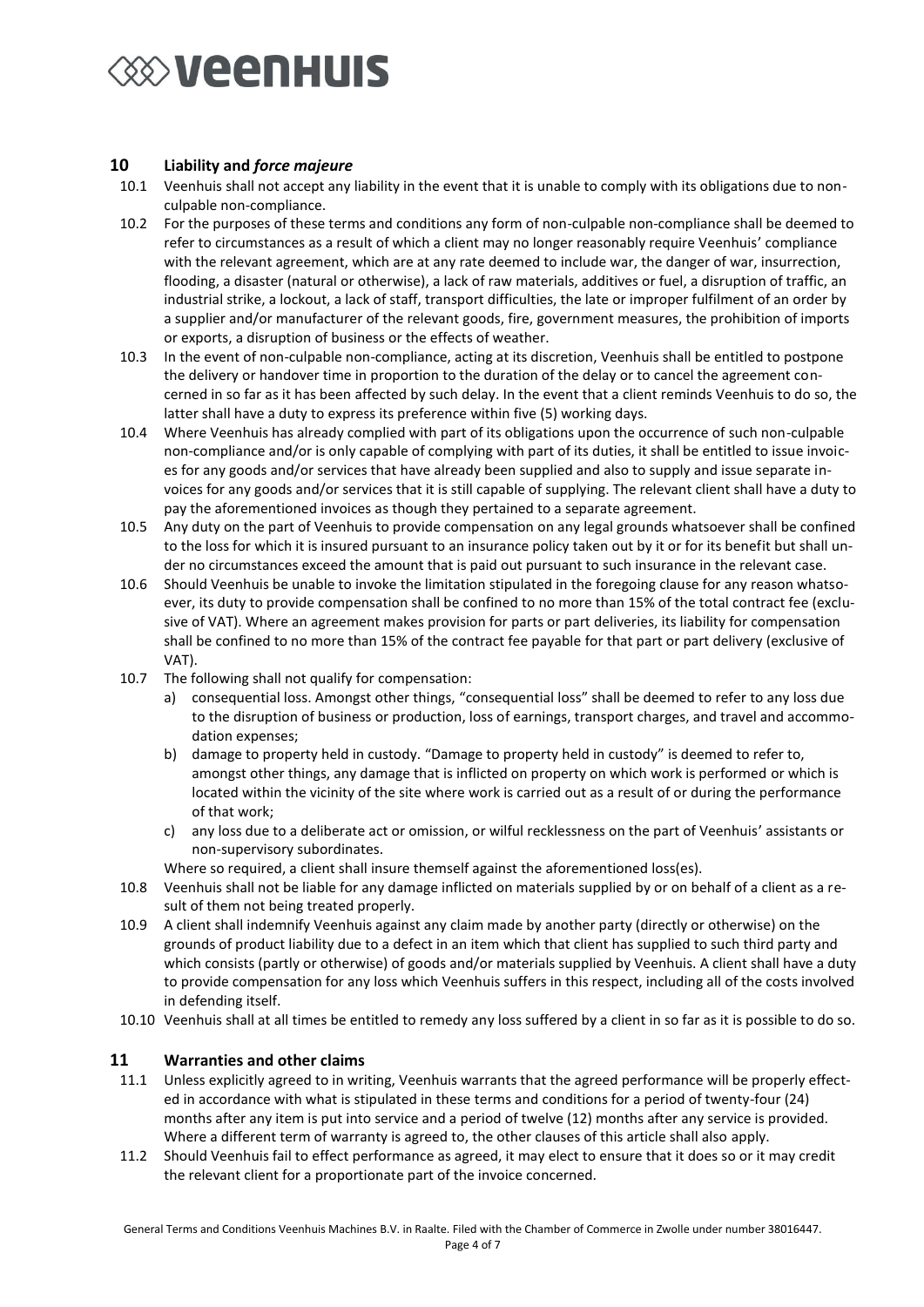## 10 Liability and *force majeure*

10.1 Veenhuis shall not accept any liability in the event that it is unable to comply with its obligations due to non-culpable non-compliance.

10.2 For the purposes of these terms and conditions any form of non-culpable non-compliance shall be deemed to refer to circumstances as a result of which a client may no longer reasonably require Veenhuis' compliance with the relevant agreement, which are at any rate deemed to include war, the danger of war, insurrection, flooding, a disaster (natural or otherwise), a lack of raw materials, additives or fuel, a disruption of traffic, an industrial strike, a lockout, a lack of staff, transport difficulties, the late or improper fulfilment of an order by a supplier and/or manufacturer of the relevant goods, fire, government measures, the prohibition of imports or exports, a disruption of business or the effects of weather.

10.3 In the event of non-culpable non-compliance, acting at its discretion, Veenhuis shall be entitled to postpone the delivery or handover time in proportion to the duration of the delay or to cancel the agreement concerned in so far as it has been affected by such delay. In the event that a client reminds Veenhuis to do so, the latter shall have a duty to express its preference within five (5) working days.

10.4 Where Veenhuis has already complied with part of its obligations upon the occurrence of such non-culpable non-compliance and/or is only capable of complying with part of its duties, it shall be entitled to issue invoices for any goods and/or services that have already been supplied and also to supply and issue separate invoices for any goods and/or services that it is still capable of supplying. The relevant client shall have a duty to pay the aforementioned invoices as though they pertained to a separate agreement.

10.5 Any duty on the part of Veenhuis to provide compensation on any legal grounds whatsoever shall be confined to the loss for which it is insured pursuant to an insurance policy taken out by it or for its benefit but shall under no circumstances exceed the amount that is paid out pursuant to such insurance in the relevant case.

10.6 Should Veenhuis be unable to invoke the limitation stipulated in the foregoing clause for any reason whatsoever, its duty to provide compensation shall be confined to no more than 15% of the total contract fee (exclusive of VAT). Where an agreement makes provision for parts or part deliveries, its liability for compensation shall be confined to no more than 15% of the contract fee payable for that part or part delivery (exclusive of VAT).

10.7 The following shall not qualify for compensation:

a) consequential loss. Amongst other things, "consequential loss" shall be deemed to refer to any loss due to the disruption of business or production, loss of earnings, transport charges, and travel and accommodation expenses;

b) damage to property held in custody. "Damage to property held in custody" is deemed to refer to, amongst other things, any damage that is inflicted on property on which work is performed or which is located within the vicinity of the site where work is carried out as a result of or during the performance of that work;

c) any loss due to a deliberate act or omission, or wilful recklessness on the part of Veenhuis' assistants or non-supervisory subordinates.

Where so required, a client shall insure themself against the aforementioned loss(es).

10.8 Veenhuis shall not be liable for any damage inflicted on materials supplied by or on behalf of a client as a result of them not being treated properly.

10.9 A client shall indemnify Veenhuis against any claim made by another party (directly or otherwise) on the grounds of product liability due to a defect in an item which that client has supplied to such third party and which consists (partly or otherwise) of goods and/or materials supplied by Veenhuis. A client shall have a duty to provide compensation for any loss which Veenhuis suffers in this respect, including all of the costs involved in defending itself.

10.10 Veenhuis shall at all times be entitled to remedy any loss suffered by a client in so far as it is possible to do so.

## 11 Warranties and other claims

11.1 Unless explicitly agreed to in writing, Veenhuis warrants that the agreed performance will be properly effected in accordance with what is stipulated in these terms and conditions for a period of twenty-four (24) months after any item is put into service and a period of twelve (12) months after any service is provided. Where a different term of warranty is agreed to, the other clauses of this article shall also apply.

11.2 Should Veenhuis fail to effect performance as agreed, it may elect to ensure that it does so or it may credit the relevant client for a proportionate part of the invoice concerned.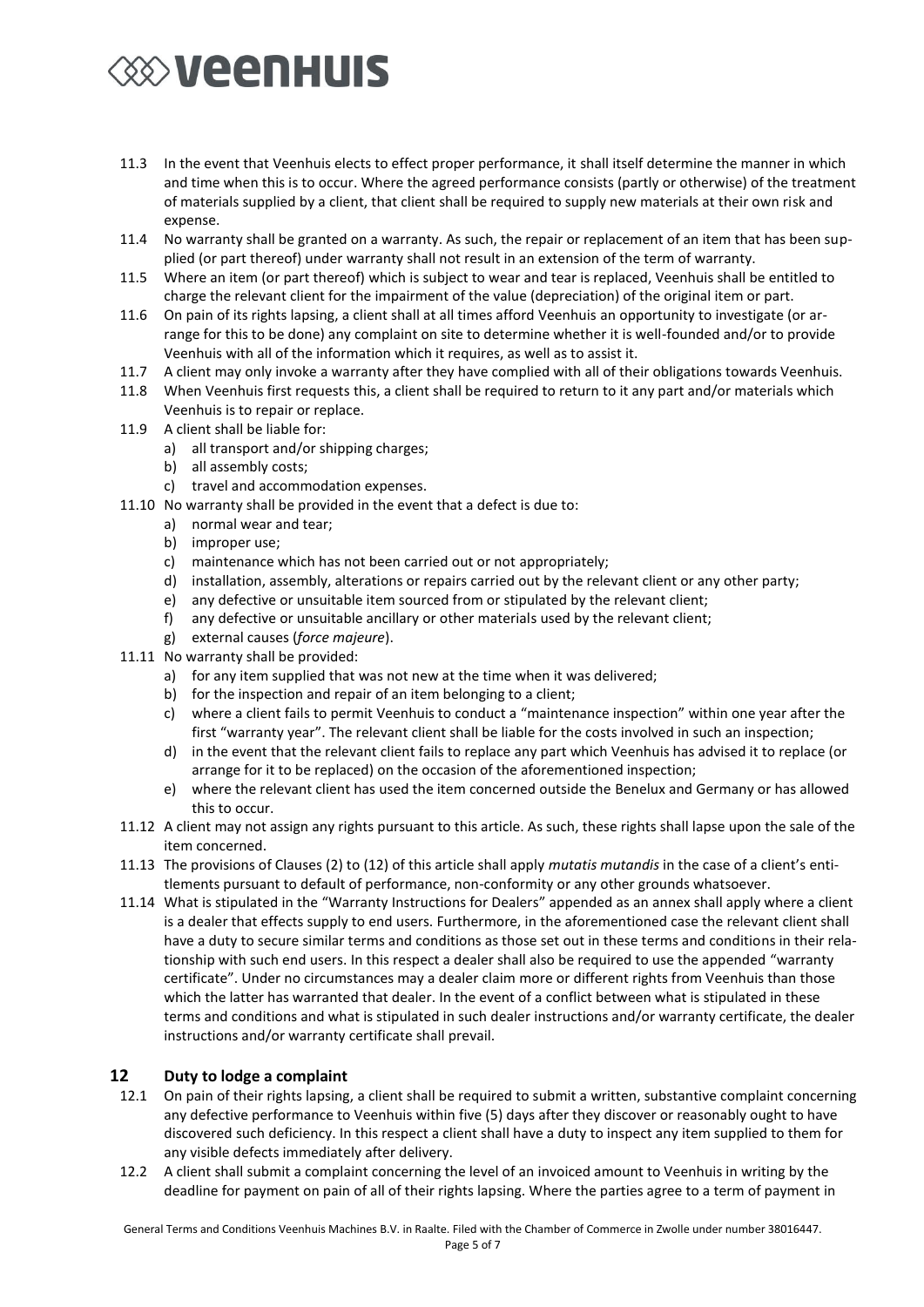11.3 In the event that Veenhuis elects to effect proper performance, it shall itself determine the manner in which and time when this is to occur. Where the agreed performance consists (partly or otherwise) of the treatment of materials supplied by a client, that client shall be required to supply new materials at their own risk and expense.

11.4 No warranty shall be granted on a warranty. As such, the repair or replacement of an item that has been supplied (or part thereof) under warranty shall not result in an extension of the term of warranty.

11.5 Where an item (or part thereof) which is subject to wear and tear is replaced, Veenhuis shall be entitled to charge the relevant client for the impairment of the value (depreciation) of the original item or part.

11.6 On pain of its rights lapsing, a client shall at all times afford Veenhuis an opportunity to investigate (or arrange for this to be done) any complaint on site to determine whether it is well-founded and/or to provide Veenhuis with all of the information which it requires, as well as to assist it.

11.7 A client may only invoke a warranty after they have complied with all of their obligations towards Veenhuis.

11.8 When Veenhuis first requests this, a client shall be required to return to it any part and/or materials which Veenhuis is to repair or replace.

11.9 A client shall be liable for:
- a) all transport and/or shipping charges;
- b) all assembly costs;
- c) travel and accommodation expenses.

11.10 No warranty shall be provided in the event that a defect is due to:
- a) normal wear and tear;
- b) improper use;
- c) maintenance which has not been carried out or not appropriately;
- d) installation, assembly, alterations or repairs carried out by the relevant client or any other party;
- e) any defective or unsuitable item sourced from or stipulated by the relevant client;
- f) any defective or unsuitable ancillary or other materials used by the relevant client;
- g) external causes (*force majeure*).

11.11 No warranty shall be provided:
- a) for any item supplied that was not new at the time when it was delivered;
- b) for the inspection and repair of an item belonging to a client;
- c) where a client fails to permit Veenhuis to conduct a "maintenance inspection" within one year after the first "warranty year". The relevant client shall be liable for the costs involved in such an inspection;
- d) in the event that the relevant client fails to replace any part which Veenhuis has advised it to replace (or arrange for it to be replaced) on the occasion of the aforementioned inspection;
- e) where the relevant client has used the item concerned outside the Benelux and Germany or has allowed this to occur.

11.12 A client may not assign any rights pursuant to this article. As such, these rights shall lapse upon the sale of the item concerned.

11.13 The provisions of Clauses (2) to (12) of this article shall apply *mutatis mutandis* in the case of a client's entitlements pursuant to default of performance, non-conformity or any other grounds whatsoever.

11.14 What is stipulated in the "Warranty Instructions for Dealers" appended as an annex shall apply where a client is a dealer that effects supply to end users. Furthermore, in the aforementioned case the relevant client shall have a duty to secure similar terms and conditions as those set out in these terms and conditions in their relationship with such end users. In this respect a dealer shall also be required to use the appended "warranty certificate". Under no circumstances may a dealer claim more or different rights from Veenhuis than those which the latter has warranted that dealer. In the event of a conflict between what is stipulated in these terms and conditions and what is stipulated in such dealer instructions and/or warranty certificate, the dealer instructions and/or warranty certificate shall prevail.

## 12 Duty to lodge a complaint

12.1 On pain of their rights lapsing, a client shall be required to submit a written, substantive complaint concerning any defective performance to Veenhuis within five (5) days after they discover or reasonably ought to have discovered such deficiency. In this respect a client shall have a duty to inspect any item supplied to them for any visible defects immediately after delivery.

12.2 A client shall submit a complaint concerning the level of an invoiced amount to Veenhuis in writing by the deadline for payment on pain of all of their rights lapsing. Where the parties agree to a term of payment in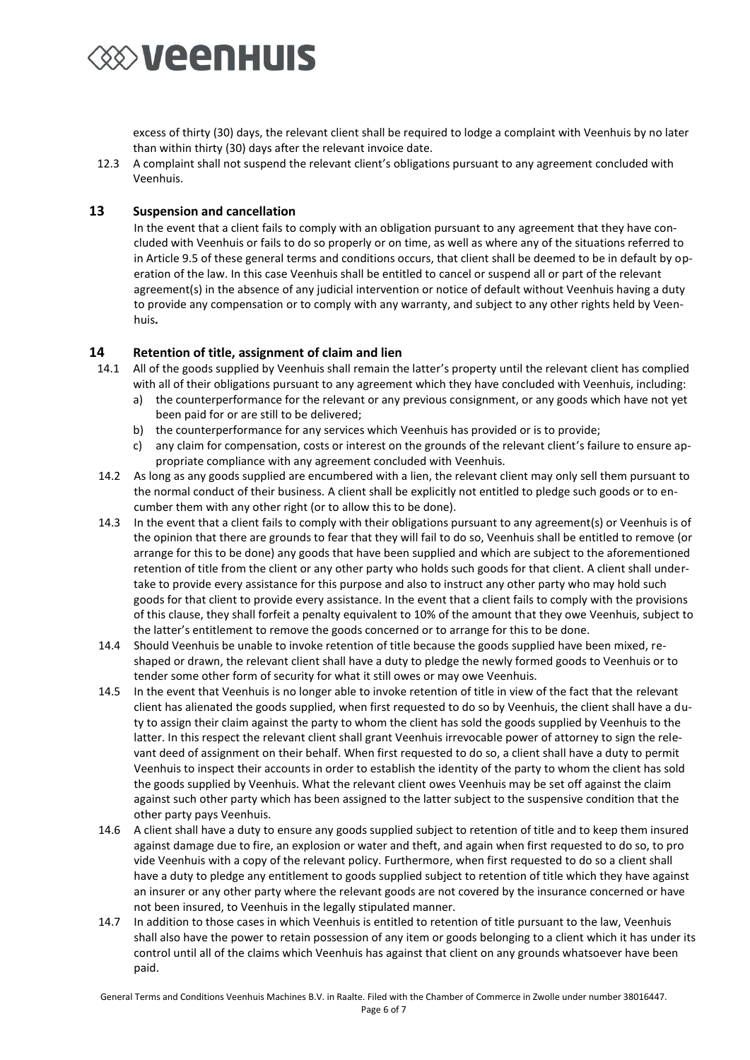excess of thirty (30) days, the relevant client shall be required to lodge a complaint with Veenhuis by no later than within thirty (30) days after the relevant invoice date.

12.3 A complaint shall not suspend the relevant client's obligations pursuant to any agreement concluded with Veenhuis.

## 13 Suspension and cancellation

In the event that a client fails to comply with an obligation pursuant to any agreement that they have concluded with Veenhuis or fails to do so properly or on time, as well as where any of the situations referred to in Article 9.5 of these general terms and conditions occurs, that client shall be deemed to be in default by operation of the law. In this case Veenhuis shall be entitled to cancel or suspend all or part of the relevant agreement(s) in the absence of any judicial intervention or notice of default without Veenhuis having a duty to provide any compensation or to comply with any warranty, and subject to any other rights held by Veenhuis**.**

## 14 Retention of title, assignment of claim and lien

14.1 All of the goods supplied by Veenhuis shall remain the latter's property until the relevant client has complied with all of their obligations pursuant to any agreement which they have concluded with Veenhuis, including:

a) the counterperformance for the relevant or any previous consignment, or any goods which have not yet been paid for or are still to be delivered;
b) the counterperformance for any services which Veenhuis has provided or is to provide;
c) any claim for compensation, costs or interest on the grounds of the relevant client's failure to ensure appropriate compliance with any agreement concluded with Veenhuis.

14.2 As long as any goods supplied are encumbered with a lien, the relevant client may only sell them pursuant to the normal conduct of their business. A client shall be explicitly not entitled to pledge such goods or to encumber them with any other right (or to allow this to be done).

14.3 In the event that a client fails to comply with their obligations pursuant to any agreement(s) or Veenhuis is of the opinion that there are grounds to fear that they will fail to do so, Veenhuis shall be entitled to remove (or arrange for this to be done) any goods that have been supplied and which are subject to the aforementioned retention of title from the client or any other party who holds such goods for that client. A client shall undertake to provide every assistance for this purpose and also to instruct any other party who may hold such goods for that client to provide every assistance. In the event that a client fails to comply with the provisions of this clause, they shall forfeit a penalty equivalent to 10% of the amount that they owe Veenhuis, subject to the latter's entitlement to remove the goods concerned or to arrange for this to be done.

14.4 Should Veenhuis be unable to invoke retention of title because the goods supplied have been mixed, reshaped or drawn, the relevant client shall have a duty to pledge the newly formed goods to Veenhuis or to tender some other form of security for what it still owes or may owe Veenhuis.

14.5 In the event that Veenhuis is no longer able to invoke retention of title in view of the fact that the relevant client has alienated the goods supplied, when first requested to do so by Veenhuis, the client shall have a duty to assign their claim against the party to whom the client has sold the goods supplied by Veenhuis to the latter. In this respect the relevant client shall grant Veenhuis irrevocable power of attorney to sign the relevant deed of assignment on their behalf. When first requested to do so, a client shall have a duty to permit Veenhuis to inspect their accounts in order to establish the identity of the party to whom the client has sold the goods supplied by Veenhuis. What the relevant client owes Veenhuis may be set off against the claim against such other party which has been assigned to the latter subject to the suspensive condition that the other party pays Veenhuis.

14.6 A client shall have a duty to ensure any goods supplied subject to retention of title and to keep them insured against damage due to fire, an explosion or water and theft, and again when first requested to do so, to provide Veenhuis with a copy of the relevant policy. Furthermore, when first requested to do so a client shall have a duty to pledge any entitlement to goods supplied subject to retention of title which they have against an insurer or any other party where the relevant goods are not covered by the insurance concerned or have not been insured, to Veenhuis in the legally stipulated manner.

14.7 In addition to those cases in which Veenhuis is entitled to retention of title pursuant to the law, Veenhuis shall also have the power to retain possession of any item or goods belonging to a client which it has under its control until all of the claims which Veenhuis has against that client on any grounds whatsoever have been paid.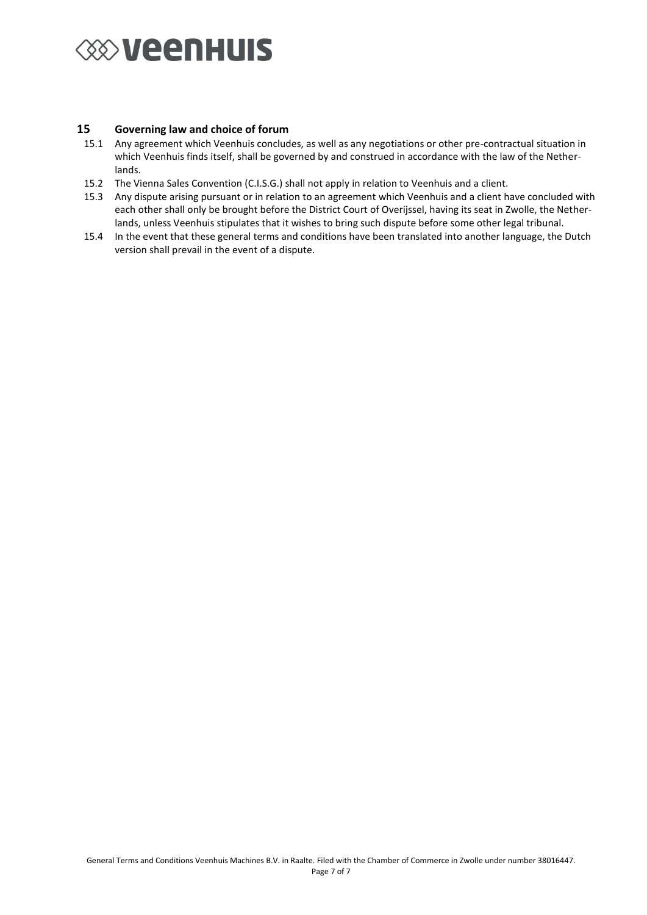## 15 Governing law and choice of forum

15.1 Any agreement which Veenhuis concludes, as well as any negotiations or other pre-contractual situation in which Veenhuis finds itself, shall be governed by and construed in accordance with the law of the Netherlands.

15.2 The Vienna Sales Convention (C.I.S.G.) shall not apply in relation to Veenhuis and a client.

15.3 Any dispute arising pursuant or in relation to an agreement which Veenhuis and a client have concluded with each other shall only be brought before the District Court of Overijssel, having its seat in Zwolle, the Netherlands, unless Veenhuis stipulates that it wishes to bring such dispute before some other legal tribunal.

15.4 In the event that these general terms and conditions have been translated into another language, the Dutch version shall prevail in the event of a dispute.